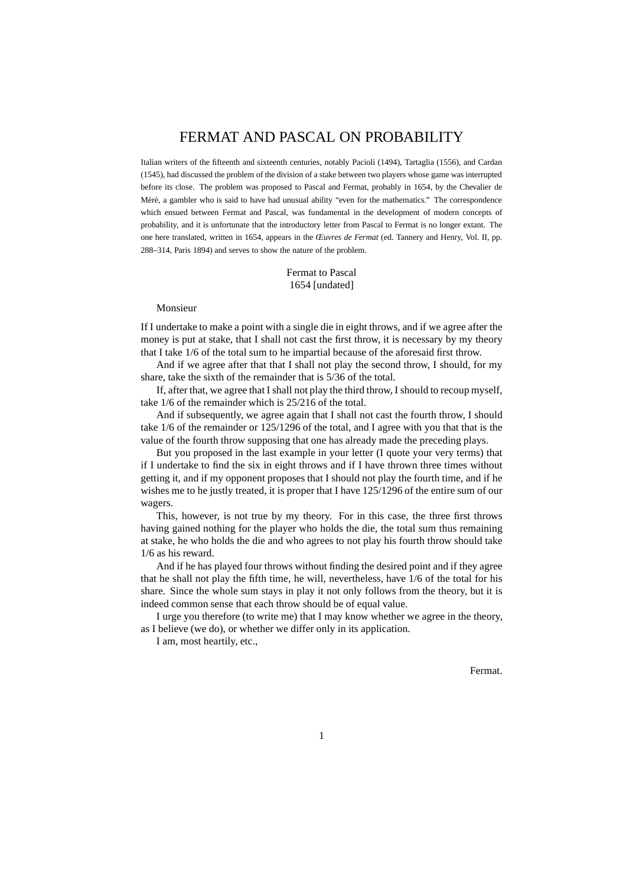# FERMAT AND PASCAL ON PROBABILITY

Italian writers of the fifteenth and sixteenth centuries, notably Pacioli (1494), Tartaglia (1556), and Cardan (1545), had discussed the problem of the division of a stake between two players whose game was interrupted before its close. The problem was proposed to Pascal and Fermat, probably in 1654, by the Chevalier de Méré, a gambler who is said to have had unusual ability "even for the mathematics." The correspondence which ensued between Fermat and Pascal, was fundamental in the development of modern concepts of probability, and it is unfortunate that the introductory letter from Pascal to Fermat is no longer extant. The one here translated, written in 1654, appears in the *Œuvres de Fermat* (ed. Tannery and Henry, Vol. II, pp. 288–314, Paris 1894) and serves to show the nature of the problem.

Fermat to Pascal
1654 [undated]

Monsieur

If I undertake to make a point with a single die in eight throws, and if we agree after the money is put at stake, that I shall not cast the first throw, it is necessary by my theory that I take 1/6 of the total sum to he impartial because of the aforesaid first throw.

And if we agree after that that I shall not play the second throw, I should, for my share, take the sixth of the remainder that is 5/36 of the total.

If, after that, we agree that I shall not play the third throw, I should to recoup myself, take 1/6 of the remainder which is 25/216 of the total.

And if subsequently, we agree again that I shall not cast the fourth throw, I should take 1/6 of the remainder or 125/1296 of the total, and I agree with you that that is the value of the fourth throw supposing that one has already made the preceding plays.

But you proposed in the last example in your letter (I quote your very terms) that if I undertake to find the six in eight throws and if I have thrown three times without getting it, and if my opponent proposes that I should not play the fourth time, and if he wishes me to he justly treated, it is proper that I have 125/1296 of the entire sum of our wagers.

This, however, is not true by my theory. For in this case, the three first throws having gained nothing for the player who holds the die, the total sum thus remaining at stake, he who holds the die and who agrees to not play his fourth throw should take 1/6 as his reward.

And if he has played four throws without finding the desired point and if they agree that he shall not play the fifth time, he will, nevertheless, have 1/6 of the total for his share. Since the whole sum stays in play it not only follows from the theory, but it is indeed common sense that each throw should be of equal value.

I urge you therefore (to write me) that I may know whether we agree in the theory, as I believe (we do), or whether we differ only in its application.

I am, most heartily, etc.,

Fermat.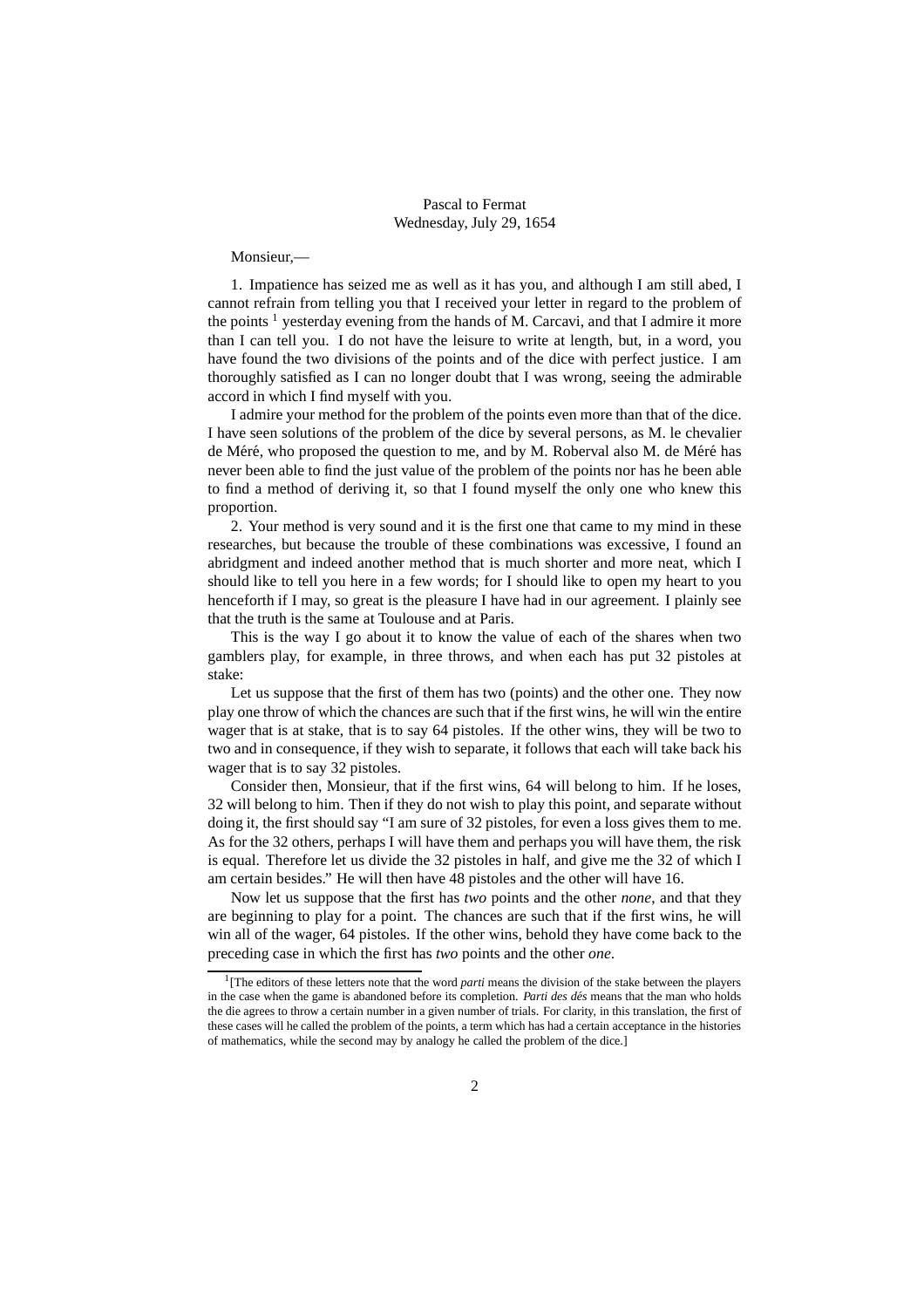Pascal to Fermat
Wednesday, July 29, 1654

Monsieur,—

1. Impatience has seized me as well as it has you, and although I am still abed, I cannot refrain from telling you that I received your letter in regard to the problem of the points [1] yesterday evening from the hands of M. Carcavi, and that I admire it more than I can tell you. I do not have the leisure to write at length, but, in a word, you have found the two divisions of the points and of the dice with perfect justice. I am thoroughly satisfied as I can no longer doubt that I was wrong, seeing the admirable accord in which I find myself with you.

I admire your method for the problem of the points even more than that of the dice. I have seen solutions of the problem of the dice by several persons, as M. le chevalier de Méré, who proposed the question to me, and by M. Roberval also M. de Méré has never been able to find the just value of the problem of the points nor has he been able to find a method of deriving it, so that I found myself the only one who knew this proportion.

2. Your method is very sound and it is the first one that came to my mind in these researches, but because the trouble of these combinations was excessive, I found an abridgment and indeed another method that is much shorter and more neat, which I should like to tell you here in a few words; for I should like to open my heart to you henceforth if I may, so great is the pleasure I have had in our agreement. I plainly see that the truth is the same at Toulouse and at Paris.

This is the way I go about it to know the value of each of the shares when two gamblers play, for example, in three throws, and when each has put 32 pistoles at stake:

Let us suppose that the first of them has two (points) and the other one. They now play one throw of which the chances are such that if the first wins, he will win the entire wager that is at stake, that is to say 64 pistoles. If the other wins, they will be two to two and in consequence, if they wish to separate, it follows that each will take back his wager that is to say 32 pistoles.

Consider then, Monsieur, that if the first wins, 64 will belong to him. If he loses, 32 will belong to him. Then if they do not wish to play this point, and separate without doing it, the first should say "I am sure of 32 pistoles, for even a loss gives them to me. As for the 32 others, perhaps I will have them and perhaps you will have them, the risk is equal. Therefore let us divide the 32 pistoles in half, and give me the 32 of which I am certain besides." He will then have 48 pistoles and the other will have 16.

Now let us suppose that the first has *two* points and the other *none*, and that they are beginning to play for a point. The chances are such that if the first wins, he will win all of the wager, 64 pistoles. If the other wins, behold they have come back to the preceding case in which the first has *two* points and the other *one*.

[1] [The editors of these letters note that the word *parti* means the division of the stake between the players in the case when the game is abandoned before its completion. *Parti des dés* means that the man who holds the die agrees to throw a certain number in a given number of trials. For clarity, in this translation, the first of these cases will he called the problem of the points, a term which has had a certain acceptance in the histories of mathematics, while the second may by analogy he called the problem of the dice.]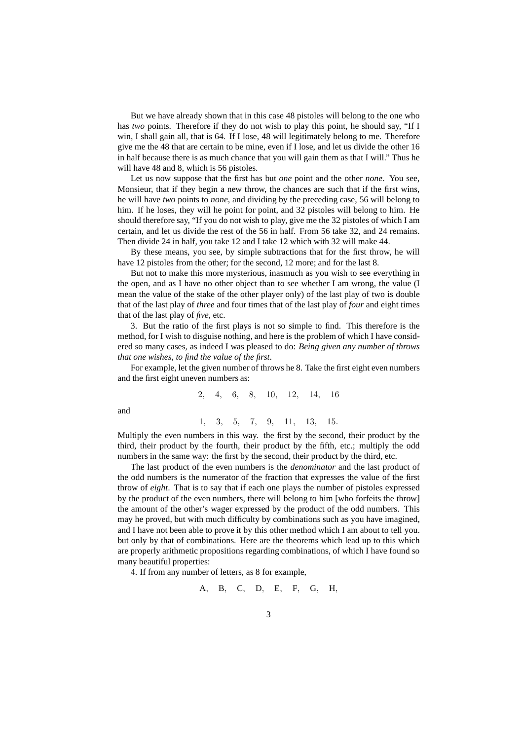But we have already shown that in this case 48 pistoles will belong to the one who has *two* points. Therefore if they do not wish to play this point, he should say, "If I win, I shall gain all, that is 64. If I lose, 48 will legitimately belong to me. Therefore give me the 48 that are certain to be mine, even if I lose, and let us divide the other 16 in half because there is as much chance that you will gain them as that I will." Thus he will have 48 and 8, which is 56 pistoles.

Let us now suppose that the first has but *one* point and the other *none*. You see, Monsieur, that if they begin a new throw, the chances are such that if the first wins, he will have *two* points to *none*, and dividing by the preceding case, 56 will belong to him. If he loses, they will he point for point, and 32 pistoles will belong to him. He should therefore say, "If you do not wish to play, give me the 32 pistoles of which I am certain, and let us divide the rest of the 56 in half. From 56 take 32, and 24 remains. Then divide 24 in half, you take 12 and I take 12 which with 32 will make 44.

By these means, you see, by simple subtractions that for the first throw, he will have 12 pistoles from the other; for the second, 12 more; and for the last 8.

But not to make this more mysterious, inasmuch as you wish to see everything in the open, and as I have no other object than to see whether I am wrong, the value (I mean the value of the stake of the other player only) of the last play of two is double that of the last play of *three* and four times that of the last play of *four* and eight times that of the last play of *five*, etc.

3. But the ratio of the first plays is not so simple to find. This therefore is the method, for I wish to disguise nothing, and here is the problem of which I have considered so many cases, as indeed I was pleased to do: *Being given any number of throws that one wishes, to find the value of the first.*

For example, let the given number of throws he 8. Take the first eight even numbers and the first eight uneven numbers as:

$$2, \quad 4, \quad 6, \quad 8, \quad 10, \quad 12, \quad 14, \quad 16$$

and

$$1, \quad 3, \quad 5, \quad 7, \quad 9, \quad 11, \quad 13, \quad 15.$$

Multiply the even numbers in this way. the first by the second, their product by the third, their product by the fourth, their product by the fifth, etc.; multiply the odd numbers in the same way: the first by the second, their product by the third, etc.

The last product of the even numbers is the *denominator* and the last product of the odd numbers is the numerator of the fraction that expresses the value of the first throw of *eight*. That is to say that if each one plays the number of pistoles expressed by the product of the even numbers, there will belong to him [who forfeits the throw] the amount of the other's wager expressed by the product of the odd numbers. This may he proved, but with much difficulty by combinations such as you have imagined, and I have not been able to prove it by this other method which I am about to tell you. but only by that of combinations. Here are the theorems which lead up to this which are properly arithmetic propositions regarding combinations, of which I have found so many beautiful properties:

4. If from any number of letters, as 8 for example,

$$\text{A}, \quad \text{B}, \quad \text{C}, \quad \text{D}, \quad \text{E}, \quad \text{F}, \quad \text{G}, \quad \text{H},$$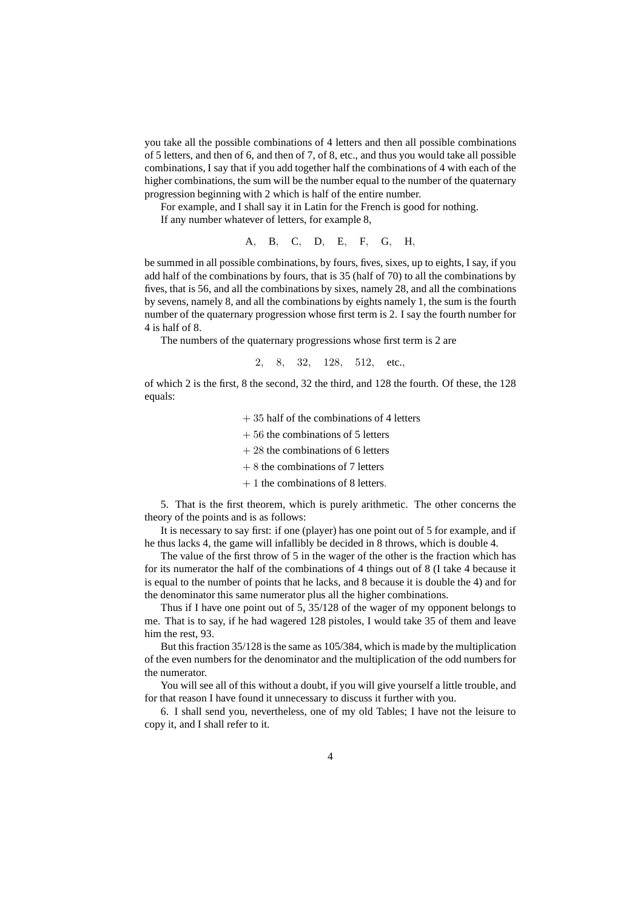you take all the possible combinations of 4 letters and then all possible combinations of 5 letters, and then of 6, and then of 7, of 8, etc., and thus you would take all possible combinations, I say that if you add together half the combinations of 4 with each of the higher combinations, the sum will be the number equal to the number of the quaternary progression beginning with 2 which is half of the entire number.

For example, and I shall say it in Latin for the French is good for nothing.

If any number whatever of letters, for example 8,

$$\text{A}, \quad \text{B}, \quad \text{C}, \quad \text{D}, \quad \text{E}, \quad \text{F}, \quad \text{G}, \quad \text{H},$$

be summed in all possible combinations, by fours, fives, sixes, up to eights, I say, if you add half of the combinations by fours, that is 35 (half of 70) to all the combinations by fives, that is 56, and all the combinations by sixes, namely 28, and all the combinations by sevens, namely 8, and all the combinations by eights namely 1, the sum is the fourth number of the quaternary progression whose first term is 2. I say the fourth number for 4 is half of 8.

The numbers of the quaternary progressions whose first term is 2 are

$$2, \quad 8, \quad 32, \quad 128, \quad 512, \quad \text{etc.},$$

of which 2 is the first, 8 the second, 32 the third, and 128 the fourth. Of these, the 128 equals:

$+\,35$ half of the combinations of 4 letters

$+\,56$ the combinations of 5 letters

$+\,28$ the combinations of 6 letters

$+\,8$ the combinations of 7 letters

$+\,1$ the combinations of 8 letters.

5. That is the first theorem, which is purely arithmetic. The other concerns the theory of the points and is as follows:

It is necessary to say first: if one (player) has one point out of 5 for example, and if he thus lacks 4, the game will infallibly be decided in 8 throws, which is double 4.

The value of the first throw of 5 in the wager of the other is the fraction which has for its numerator the half of the combinations of 4 things out of 8 (I take 4 because it is equal to the number of points that he lacks, and 8 because it is double the 4) and for the denominator this same numerator plus all the higher combinations.

Thus if I have one point out of 5, 35/128 of the wager of my opponent belongs to me. That is to say, if he had wagered 128 pistoles, I would take 35 of them and leave him the rest, 93.

But this fraction 35/128 is the same as 105/384, which is made by the multiplication of the even numbers for the denominator and the multiplication of the odd numbers for the numerator.

You will see all of this without a doubt, if you will give yourself a little trouble, and for that reason I have found it unnecessary to discuss it further with you.

6. I shall send you, nevertheless, one of my old Tables; I have not the leisure to copy it, and I shall refer to it.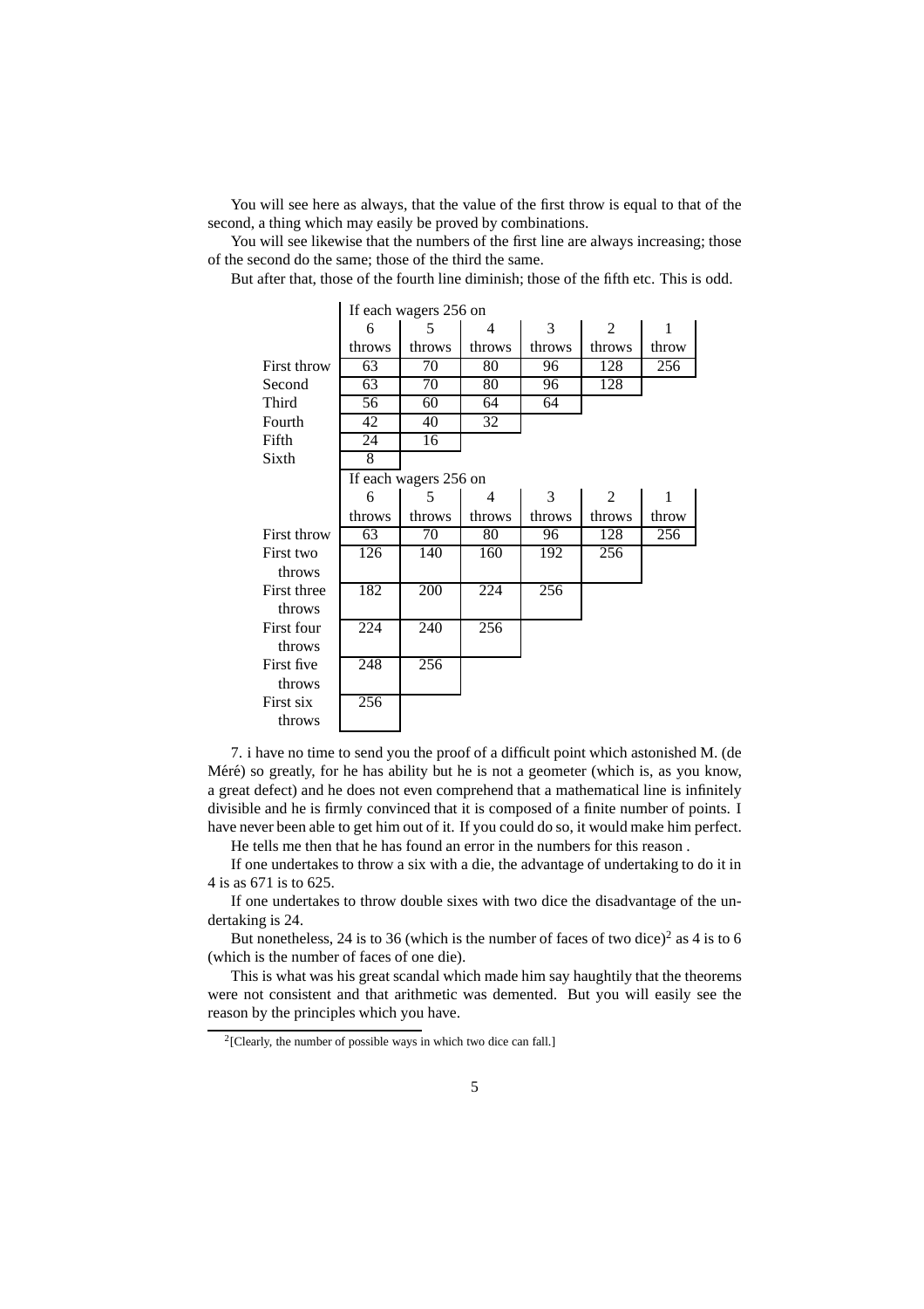You will see here as always, that the value of the first throw is equal to that of the second, a thing which may easily be proved by combinations.

You will see likewise that the numbers of the first line are always increasing; those of the second do the same; those of the third the same.

But after that, those of the fourth line diminish; those of the fifth etc. This is odd.

| | If each wagers 256 on | | | | | |
|---|---|---|---|---|---|---|
| | 6 throws | 5 throws | 4 throws | 3 throws | 2 throws | 1 throw |
| First throw | 63 | 70 | 80 | 96 | 128 | 256 |
| Second | 63 | 70 | 80 | 96 | 128 | |
| Third | 56 | 60 | 64 | 64 | | |
| Fourth | 42 | 40 | 32 | | | |
| Fifth | 24 | 16 | | | | |
| Sixth | 8 | | | | | |

| | If each wagers 256 on | | | | | |
|---|---|---|---|---|---|---|
| | 6 throws | 5 throws | 4 throws | 3 throws | 2 throws | 1 throw |
| First throw | 63 | 70 | 80 | 96 | 128 | 256 |
| First two throws | 126 | 140 | 160 | 192 | 256 | |
| First three throws | 182 | 200 | 224 | 256 | | |
| First four throws | 224 | 240 | 256 | | | |
| First five throws | 248 | 256 | | | | |
| First six throws | 256 | | | | | |

7. i have no time to send you the proof of a difficult point which astonished M. (de Méré) so greatly, for he has ability but he is not a geometer (which is, as you know, a great defect) and he does not even comprehend that a mathematical line is infinitely divisible and he is firmly convinced that it is composed of a finite number of points. I have never been able to get him out of it. If you could do so, it would make him perfect.

He tells me then that he has found an error in the numbers for this reason .

If one undertakes to throw a six with a die, the advantage of undertaking to do it in 4 is as 671 is to 625.

If one undertakes to throw double sixes with two dice the disadvantage of the undertaking is 24.

But nonetheless, 24 is to 36 (which is the number of faces of two dice)[2] as 4 is to 6 (which is the number of faces of one die).

This is what was his great scandal which made him say haughtily that the theorems were not consistent and that arithmetic was demented. But you will easily see the reason by the principles which you have.

[2][Clearly, the number of possible ways in which two dice can fall.]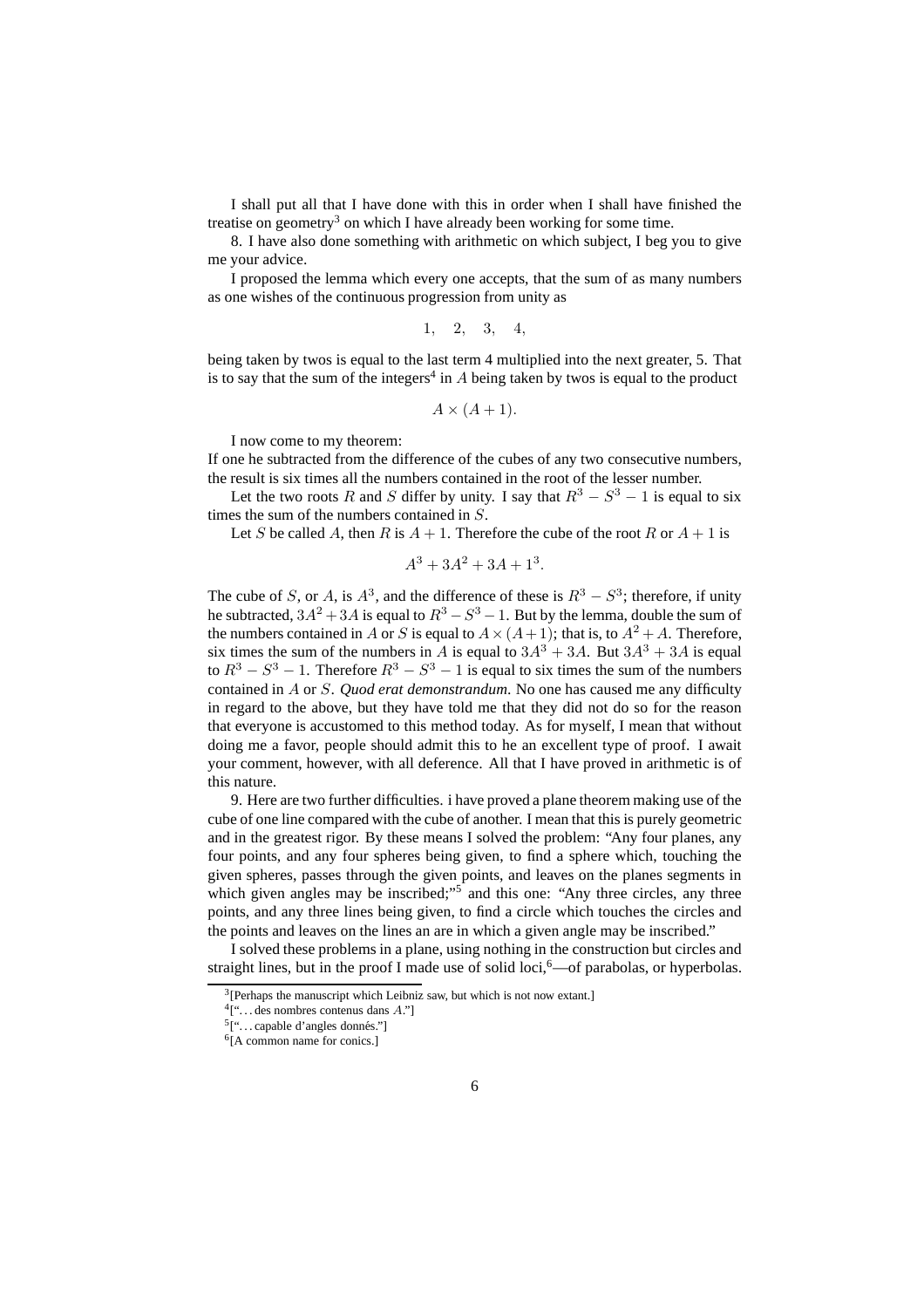I shall put all that I have done with this in order when I shall have finished the treatise on geometry[3] on which I have already been working for some time.

8. I have also done something with arithmetic on which subject, I beg you to give me your advice.

I proposed the lemma which every one accepts, that the sum of as many numbers as one wishes of the continuous progression from unity as

$$1,\quad 2,\quad 3,\quad 4,$$

being taken by twos is equal to the last term 4 multiplied into the next greater, 5. That is to say that the sum of the integers[4] in $A$ being taken by twos is equal to the product

$$A \times (A + 1).$$

I now come to my theorem:

If one he subtracted from the difference of the cubes of any two consecutive numbers, the result is six times all the numbers contained in the root of the lesser number.

Let the two roots $R$ and $S$ differ by unity. I say that $R^3 - S^3 - 1$ is equal to six times the sum of the numbers contained in $S$.

Let $S$ be called $A$, then $R$ is $A + 1$. Therefore the cube of the root $R$ or $A + 1$ is

$$A^3 + 3A^2 + 3A + 1^3.$$

The cube of $S$, or $A$, is $A^3$, and the difference of these is $R^3 - S^3$; therefore, if unity he subtracted, $3A^2 + 3A$ is equal to $R^3 - S^3 - 1$. But by the lemma, double the sum of the numbers contained in $A$ or $S$ is equal to $A \times (A+1)$; that is, to $A^2 + A$. Therefore, six times the sum of the numbers in $A$ is equal to $3A^3 + 3A$. But $3A^3 + 3A$ is equal to $R^3 - S^3 - 1$. Therefore $R^3 - S^3 - 1$ is equal to six times the sum of the numbers contained in $A$ or $S$. *Quod erat demonstrandum*. No one has caused me any difficulty in regard to the above, but they have told me that they did not do so for the reason that everyone is accustomed to this method today. As for myself, I mean that without doing me a favor, people should admit this to he an excellent type of proof. I await your comment, however, with all deference. All that I have proved in arithmetic is of this nature.

9. Here are two further difficulties. i have proved a plane theorem making use of the cube of one line compared with the cube of another. I mean that this is purely geometric and in the greatest rigor. By these means I solved the problem: "Any four planes, any four points, and any four spheres being given, to find a sphere which, touching the given spheres, passes through the given points, and leaves on the planes segments in which given angles may be inscribed;"[5] and this one: "Any three circles, any three points, and any three lines being given, to find a circle which touches the circles and the points and leaves on the lines an are in which a given angle may be inscribed."

I solved these problems in a plane, using nothing in the construction but circles and straight lines, but in the proof I made use of solid loci,[6]—of parabolas, or hyperbolas.

[3] [Perhaps the manuscript which Leibniz saw, but which is not now extant.]

[4] ["... des nombres contenus dans $A$."]

[5] ["... capable d'angles donnés."]

[6] [A common name for conics.]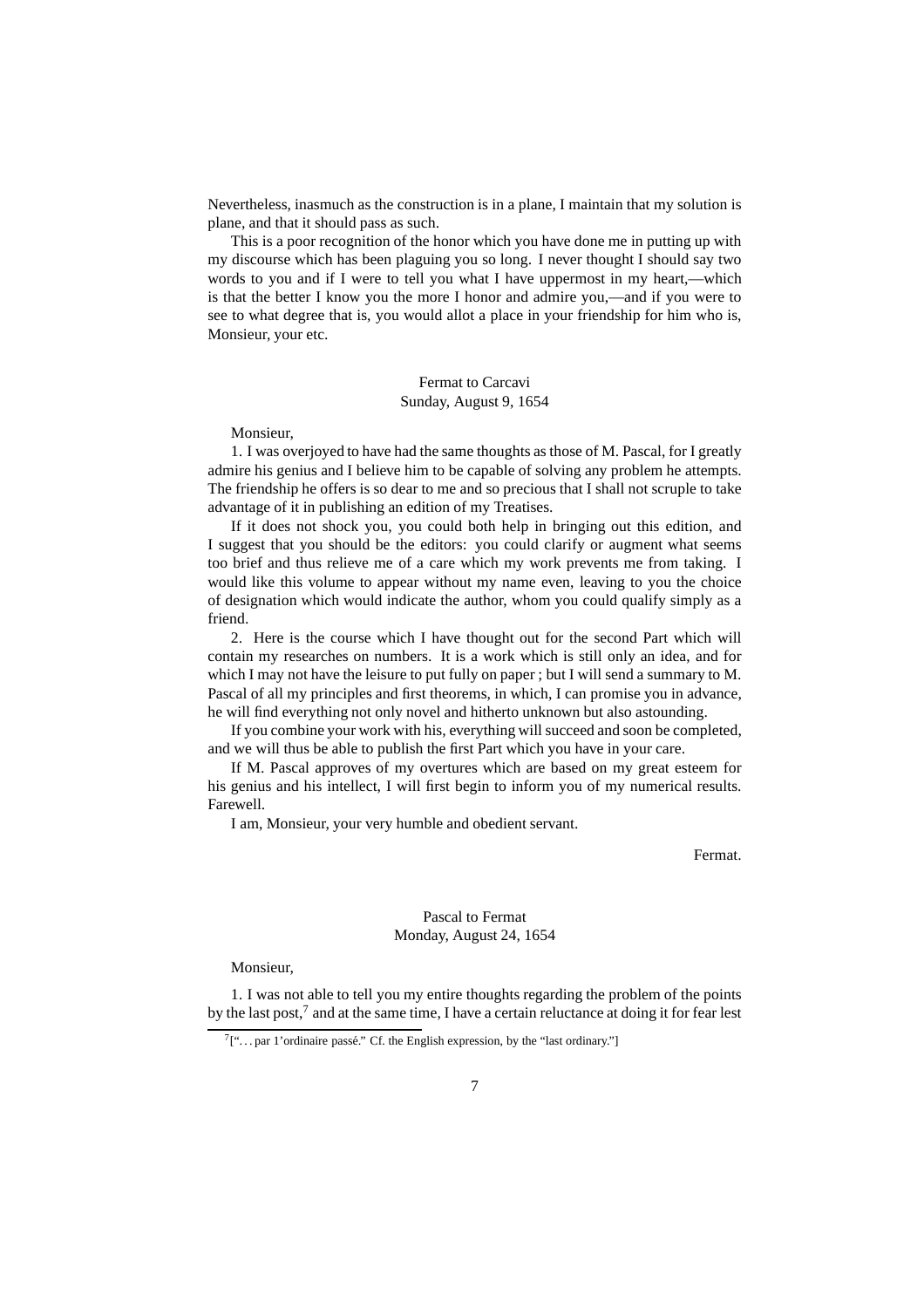Nevertheless, inasmuch as the construction is in a plane, I maintain that my solution is plane, and that it should pass as such.

This is a poor recognition of the honor which you have done me in putting up with my discourse which has been plaguing you so long. I never thought I should say two words to you and if I were to tell you what I have uppermost in my heart,—which is that the better I know you the more I honor and admire you,—and if you were to see to what degree that is, you would allot a place in your friendship for him who is, Monsieur, your etc.

### Fermat to Carcavi
Sunday, August 9, 1654

Monsieur,

1. I was overjoyed to have had the same thoughts as those of M. Pascal, for I greatly admire his genius and I believe him to be capable of solving any problem he attempts. The friendship he offers is so dear to me and so precious that I shall not scruple to take advantage of it in publishing an edition of my Treatises.

If it does not shock you, you could both help in bringing out this edition, and I suggest that you should be the editors: you could clarify or augment what seems too brief and thus relieve me of a care which my work prevents me from taking. I would like this volume to appear without my name even, leaving to you the choice of designation which would indicate the author, whom you could qualify simply as a friend.

2. Here is the course which I have thought out for the second Part which will contain my researches on numbers. It is a work which is still only an idea, and for which I may not have the leisure to put fully on paper ; but I will send a summary to M. Pascal of all my principles and first theorems, in which, I can promise you in advance, he will find everything not only novel and hitherto unknown but also astounding.

If you combine your work with his, everything will succeed and soon be completed, and we will thus be able to publish the first Part which you have in your care.

If M. Pascal approves of my overtures which are based on my great esteem for his genius and his intellect, I will first begin to inform you of my numerical results. Farewell.

I am, Monsieur, your very humble and obedient servant.

Fermat.

### Pascal to Fermat
Monday, August 24, 1654

Monsieur,

1. I was not able to tell you my entire thoughts regarding the problem of the points by the last post,[7] and at the same time, I have a certain reluctance at doing it for fear lest

[7] ["... par 1'ordinaire passé." Cf. the English expression, by the "last ordinary."]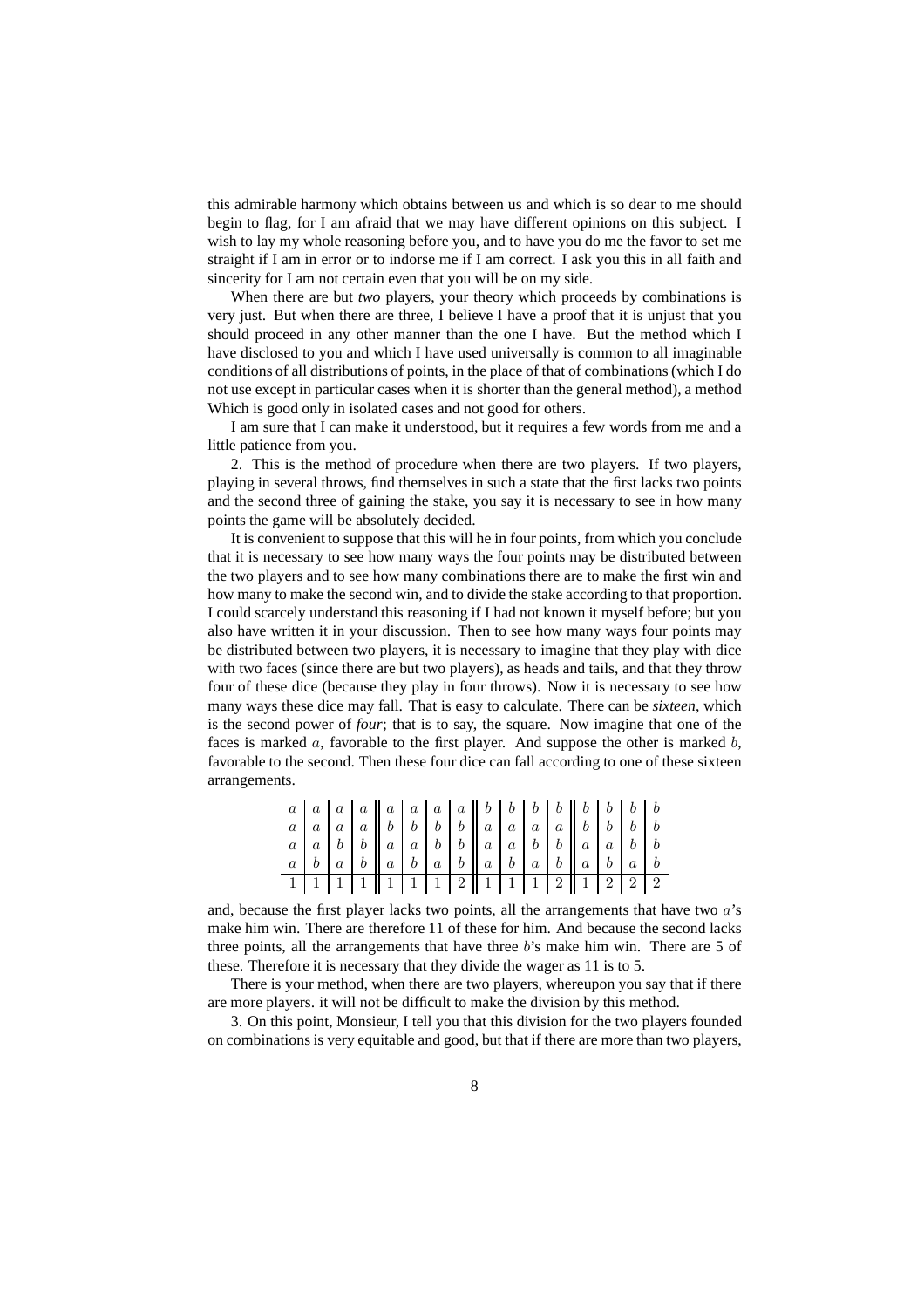this admirable harmony which obtains between us and which is so dear to me should begin to flag, for I am afraid that we may have different opinions on this subject. I wish to lay my whole reasoning before you, and to have you do me the favor to set me straight if I am in error or to indorse me if I am correct. I ask you this in all faith and sincerity for I am not certain even that you will be on my side.

When there are but *two* players, your theory which proceeds by combinations is very just. But when there are three, I believe I have a proof that it is unjust that you should proceed in any other manner than the one I have. But the method which I have disclosed to you and which I have used universally is common to all imaginable conditions of all distributions of points, in the place of that of combinations (which I do not use except in particular cases when it is shorter than the general method), a method Which is good only in isolated cases and not good for others.

I am sure that I can make it understood, but it requires a few words from me and a little patience from you.

2. This is the method of procedure when there are two players. If two players, playing in several throws, find themselves in such a state that the first lacks two points and the second three of gaining the stake, you say it is necessary to see in how many points the game will be absolutely decided.

It is convenient to suppose that this will he in four points, from which you conclude that it is necessary to see how many ways the four points may be distributed between the two players and to see how many combinations there are to make the first win and how many to make the second win, and to divide the stake according to that proportion. I could scarcely understand this reasoning if I had not known it myself before; but you also have written it in your discussion. Then to see how many ways four points may be distributed between two players, it is necessary to imagine that they play with dice with two faces (since there are but two players), as heads and tails, and that they throw four of these dice (because they play in four throws). Now it is necessary to see how many ways these dice may fall. That is easy to calculate. There can be *sixteen*, which is the second power of *four*; that is to say, the square. Now imagine that one of the faces is marked $a$, favorable to the first player. And suppose the other is marked $b$, favorable to the second. Then these four dice can fall according to one of these sixteen arrangements.

| | | | | | | | | | | | | | | | |
|---|---|---|---|---|---|---|---|---|---|---|---|---|---|---|---|
| $a$ | $a$ | $a$ | $a$ | $a$ | $a$ | $a$ | $a$ | $b$ | $b$ | $b$ | $b$ | $b$ | $b$ | $b$ | $b$ |
| $a$ | $a$ | $a$ | $a$ | $b$ | $b$ | $b$ | $b$ | $a$ | $a$ | $a$ | $a$ | $b$ | $b$ | $b$ | $b$ |
| $a$ | $a$ | $b$ | $b$ | $a$ | $a$ | $b$ | $b$ | $a$ | $a$ | $b$ | $b$ | $a$ | $a$ | $b$ | $b$ |
| $a$ | $b$ | $a$ | $b$ | $a$ | $b$ | $a$ | $b$ | $a$ | $b$ | $a$ | $b$ | $a$ | $b$ | $a$ | $b$ |
| 1 | 1 | 1 | 1 | 1 | 1 | 1 | 2 | 1 | 1 | 1 | 2 | 1 | 2 | 2 | 2 |

and, because the first player lacks two points, all the arrangements that have two $a$'s make him win. There are therefore 11 of these for him. And because the second lacks three points, all the arrangements that have three $b$'s make him win. There are 5 of these. Therefore it is necessary that they divide the wager as 11 is to 5.

There is your method, when there are two players, whereupon you say that if there are more players. it will not be difficult to make the division by this method.

3. On this point, Monsieur, I tell you that this division for the two players founded on combinations is very equitable and good, but that if there are more than two players,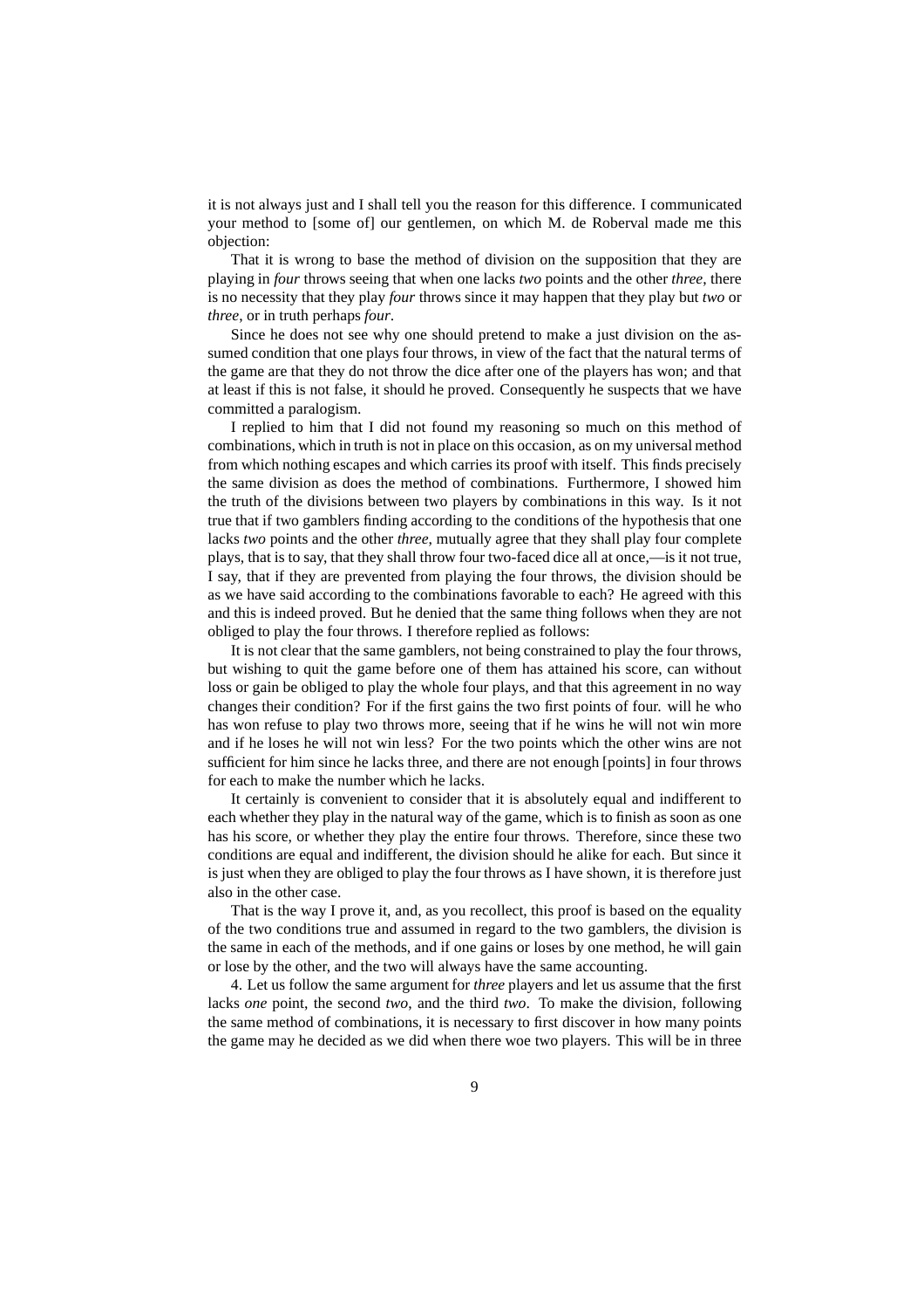it is not always just and I shall tell you the reason for this difference. I communicated your method to [some of] our gentlemen, on which M. de Roberval made me this objection:

That it is wrong to base the method of division on the supposition that they are playing in *four* throws seeing that when one lacks *two* points and the other *three*, there is no necessity that they play *four* throws since it may happen that they play but *two* or *three*, or in truth perhaps *four*.

Since he does not see why one should pretend to make a just division on the assumed condition that one plays four throws, in view of the fact that the natural terms of the game are that they do not throw the dice after one of the players has won; and that at least if this is not false, it should he proved. Consequently he suspects that we have committed a paralogism.

I replied to him that I did not found my reasoning so much on this method of combinations, which in truth is not in place on this occasion, as on my universal method from which nothing escapes and which carries its proof with itself. This finds precisely the same division as does the method of combinations. Furthermore, I showed him the truth of the divisions between two players by combinations in this way. Is it not true that if two gamblers finding according to the conditions of the hypothesis that one lacks *two* points and the other *three*, mutually agree that they shall play four complete plays, that is to say, that they shall throw four two-faced dice all at once,—is it not true, I say, that if they are prevented from playing the four throws, the division should be as we have said according to the combinations favorable to each? He agreed with this and this is indeed proved. But he denied that the same thing follows when they are not obliged to play the four throws. I therefore replied as follows:

It is not clear that the same gamblers, not being constrained to play the four throws, but wishing to quit the game before one of them has attained his score, can without loss or gain be obliged to play the whole four plays, and that this agreement in no way changes their condition? For if the first gains the two first points of four. will he who has won refuse to play two throws more, seeing that if he wins he will not win more and if he loses he will not win less? For the two points which the other wins are not sufficient for him since he lacks three, and there are not enough [points] in four throws for each to make the number which he lacks.

It certainly is convenient to consider that it is absolutely equal and indifferent to each whether they play in the natural way of the game, which is to finish as soon as one has his score, or whether they play the entire four throws. Therefore, since these two conditions are equal and indifferent, the division should he alike for each. But since it is just when they are obliged to play the four throws as I have shown, it is therefore just also in the other case.

That is the way I prove it, and, as you recollect, this proof is based on the equality of the two conditions true and assumed in regard to the two gamblers, the division is the same in each of the methods, and if one gains or loses by one method, he will gain or lose by the other, and the two will always have the same accounting.

4. Let us follow the same argument for *three* players and let us assume that the first lacks *one* point, the second *two*, and the third *two*. To make the division, following the same method of combinations, it is necessary to first discover in how many points the game may he decided as we did when there woe two players. This will be in three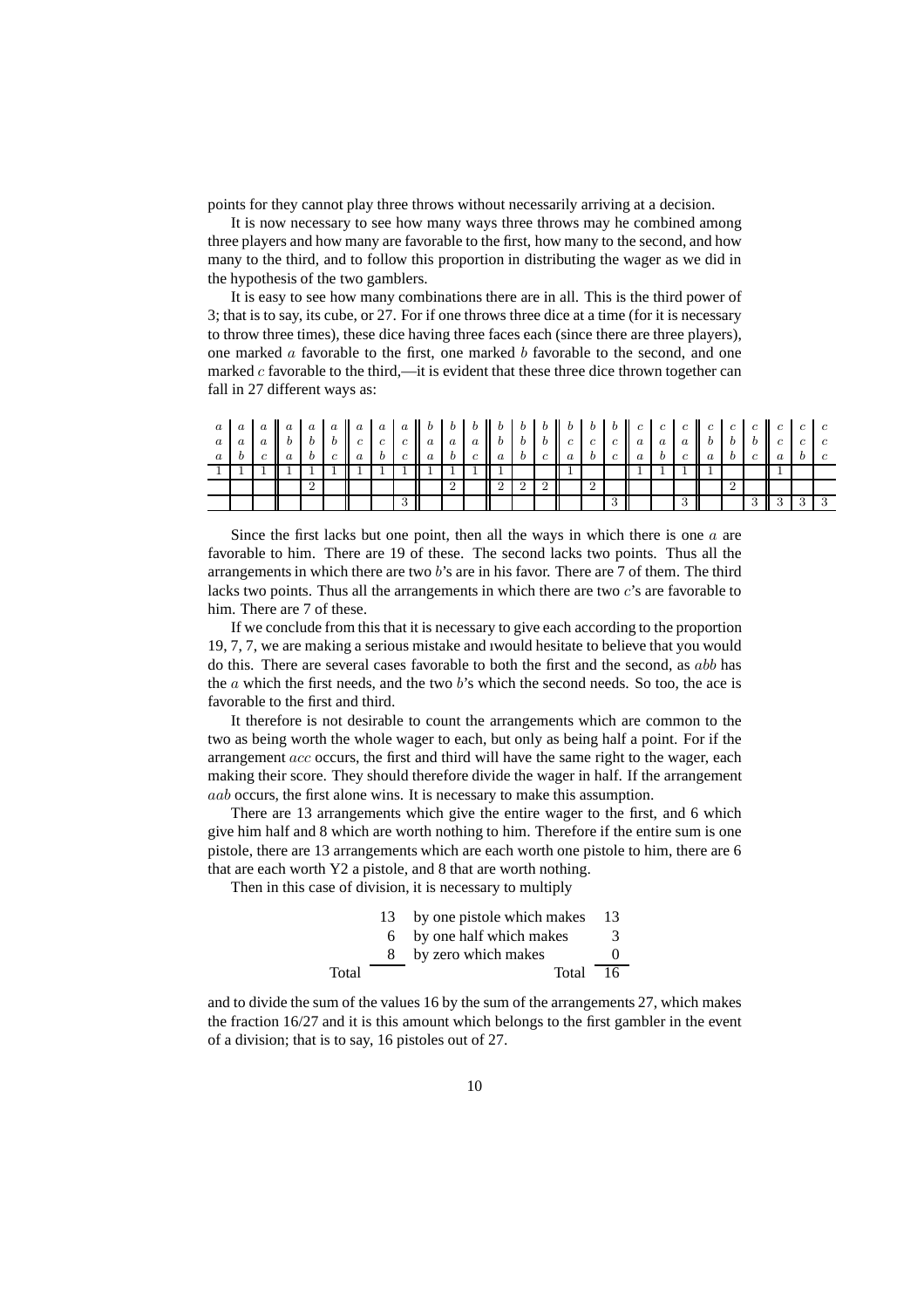points for they cannot play three throws without necessarily arriving at a decision.

It is now necessary to see how many ways three throws may he combined among three players and how many are favorable to the first, how many to the second, and how many to the third, and to follow this proportion in distributing the wager as we did in the hypothesis of the two gamblers.

It is easy to see how many combinations there are in all. This is the third power of 3; that is to say, its cube, or 27. For if one throws three dice at a time (for it is necessary to throw three times), these dice having three faces each (since there are three players), one marked $a$ favorable to the first, one marked $b$ favorable to the second, and one marked $c$ favorable to the third,—it is evident that these three dice thrown together can fall in 27 different ways as:

| | | | | | | | | | | | | | | | | | | | | | | | | | | |
|---|---|---|---|---|---|---|---|---|---|---|---|---|---|---|---|---|---|---|---|---|---|---|---|---|---|---|
| $a$ | $a$ | $a$ | $a$ | $a$ | $a$ | $a$ | $a$ | $a$ | $b$ | $b$ | $b$ | $b$ | $b$ | $b$ | $b$ | $b$ | $b$ | $c$ | $c$ | $c$ | $c$ | $c$ | $c$ | $c$ | $c$ | $c$ |
| $a$ | $a$ | $a$ | $b$ | $b$ | $b$ | $c$ | $c$ | $c$ | $a$ | $a$ | $a$ | $b$ | $b$ | $b$ | $c$ | $c$ | $c$ | $a$ | $a$ | $a$ | $b$ | $b$ | $b$ | $c$ | $c$ | $c$ |
| $a$ | $b$ | $c$ | $a$ | $b$ | $c$ | $a$ | $b$ | $c$ | $a$ | $b$ | $c$ | $a$ | $b$ | $c$ | $a$ | $b$ | $c$ | $a$ | $b$ | $c$ | $a$ | $b$ | $c$ | $a$ | $b$ | $c$ |
| 1 | 1 | 1 | 1 | 1 | 1 | 1 | 1 | 1 | 1 | 1 | 1 | 1 | | | 1 | | | 1 | 1 | 1 | 1 | | | 1 | | |
| | | | | 2 | | | | | | 2 | | 2 | 2 | 2 | | 2 | | | | | | 2 | | | | |
| | | | | | | | | 3 | | | | | | | | | 3 | | | 3 | | | 3 | 3 | 3 | 3 |

Since the first lacks but one point, then all the ways in which there is one $a$ are favorable to him. There are 19 of these. The second lacks two points. Thus all the arrangements in which there are two $b$'s are in his favor. There are 7 of them. The third lacks two points. Thus all the arrangements in which there are two $c$'s are favorable to him. There are 7 of these.

If we conclude from this that it is necessary to give each according to the proportion 19, 7, 7, we are making a serious mistake and ıwould hesitate to believe that you would do this. There are several cases favorable to both the first and the second, as $abb$ has the $a$ which the first needs, and the two $b$'s which the second needs. So too, the ace is favorable to the first and third.

It therefore is not desirable to count the arrangements which are common to the two as being worth the whole wager to each, but only as being half a point. For if the arrangement $acc$ occurs, the first and third will have the same right to the wager, each making their score. They should therefore divide the wager in half. If the arrangement $aab$ occurs, the first alone wins. It is necessary to make this assumption.

There are 13 arrangements which give the entire wager to the first, and 6 which give him half and 8 which are worth nothing to him. Therefore if the entire sum is one pistole, there are 13 arrangements which are each worth one pistole to him, there are 6 that are each worth Y2 a pistole, and 8 that are worth nothing.

Then in this case of division, it is necessary to multiply

| | | | |
|---|---|---|---|
| | 13 | by one pistole which makes | 13 |
| | 6 | by one half which makes | 3 |
| | 8 | by zero which makes | 0 |
| Total | | Total | 16 |

and to divide the sum of the values 16 by the sum of the arrangements 27, which makes the fraction 16/27 and it is this amount which belongs to the first gambler in the event of a division; that is to say, 16 pistoles out of 27.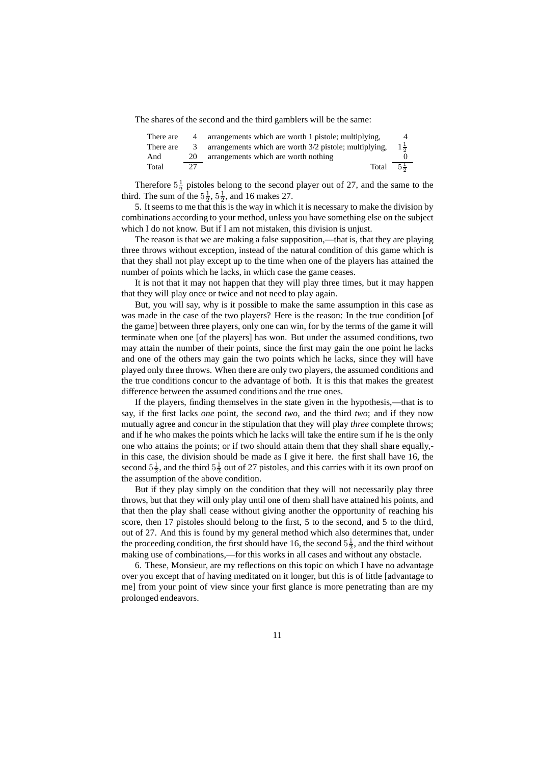The shares of the second and the third gamblers will be the same:

| | | | |
|---|---|---|---|
| There are | 4 | arrangements which are worth 1 pistole; multiplying, | 4 |
| There are | 3 | arrangements which are worth 3/2 pistole; multiplying, | $1\frac{1}{2}$ |
| And | 20 | arrangements which are worth nothing | 0 |
| Total | 27 | Total | $5\frac{1}{2}$ |

Therefore $5\frac{1}{2}$ pistoles belong to the second player out of 27, and the same to the third. The sum of the $5\frac{1}{2}$, $5\frac{1}{2}$, and 16 makes 27.

5. It seems to me that this is the way in which it is necessary to make the division by combinations according to your method, unless you have something else on the subject which I do not know. But if I am not mistaken, this division is unjust.

The reason is that we are making a false supposition,—that is, that they are playing three throws without exception, instead of the natural condition of this game which is that they shall not play except up to the time when one of the players has attained the number of points which he lacks, in which case the game ceases.

It is not that it may not happen that they will play three times, but it may happen that they will play once or twice and not need to play again.

But, you will say, why is it possible to make the same assumption in this case as was made in the case of the two players? Here is the reason: In the true condition [of the game] between three players, only one can win, for by the terms of the game it will terminate when one [of the players] has won. But under the assumed conditions, two may attain the number of their points, since the first may gain the one point he lacks and one of the others may gain the two points which he lacks, since they will have played only three throws. When there are only two players, the assumed conditions and the true conditions concur to the advantage of both. It is this that makes the greatest difference between the assumed conditions and the true ones.

If the players, finding themselves in the state given in the hypothesis,—that is to say, if the first lacks *one* point, the second *two*, and the third *two*; and if they now mutually agree and concur in the stipulation that they will play *three* complete throws; and if he who makes the points which he lacks will take the entire sum if he is the only one who attains the points; or if two should attain them that they shall share equally,-in this case, the division should be made as I give it here. the first shall have 16, the second $5\frac{1}{2}$, and the third $5\frac{1}{2}$ out of 27 pistoles, and this carries with it its own proof on the assumption of the above condition.

But if they play simply on the condition that they will not necessarily play three throws, but that they will only play until one of them shall have attained his points, and that then the play shall cease without giving another the opportunity of reaching his score, then 17 pistoles should belong to the first, 5 to the second, and 5 to the third, out of 27. And this is found by my general method which also determines that, under the proceeding condition, the first should have 16, the second $5\frac{1}{2}$, and the third without making use of combinations,—for this works in all cases and without any obstacle.

6. These, Monsieur, are my reflections on this topic on which I have no advantage over you except that of having meditated on it longer, but this is of little [advantage to me] from your point of view since your first glance is more penetrating than are my prolonged endeavors.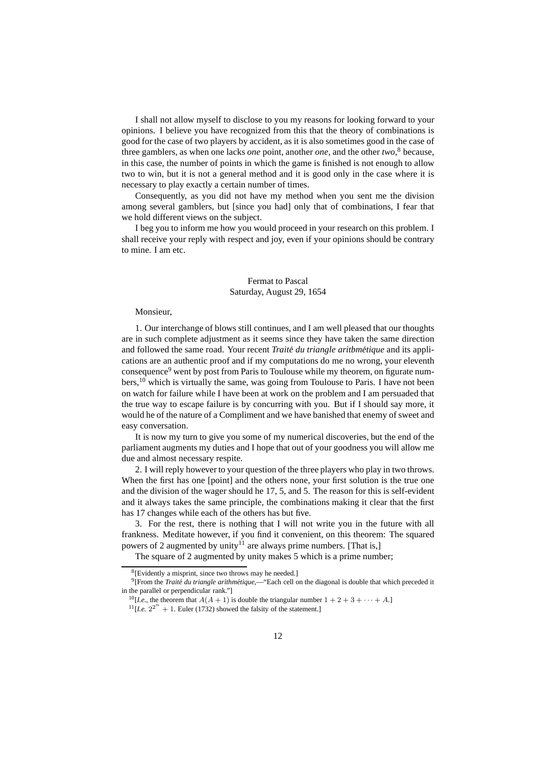I shall not allow myself to disclose to you my reasons for looking forward to your opinions. I believe you have recognized from this that the theory of combinations is good for the case of two players by accident, as it is also sometimes good in the case of three gamblers, as when one lacks *one* point, another *one*, and the other *two*,[8] because, in this case, the number of points in which the game is finished is not enough to allow two to win, but it is not a general method and it is good only in the case where it is necessary to play exactly a certain number of times.

Consequently, as you did not have my method when you sent me the division among several gamblers, but [since you had] only that of combinations, I fear that we hold different views on the subject.

I beg you to inform me how you would proceed in your research on this problem. I shall receive your reply with respect and joy, even if your opinions should be contrary to mine. I am etc.

Fermat to Pascal
Saturday, August 29, 1654

Monsieur,

1. Our interchange of blows still continues, and I am well pleased that our thoughts are in such complete adjustment as it seems since they have taken the same direction and followed the same road. Your recent *Traité du triangle aritbmétique* and its applications are an authentic proof and if my computations do me no wrong, your eleventh consequence[9] went by post from Paris to Toulouse while my theorem, on figurate numbers,[10] which is virtually the same, was going from Toulouse to Paris. I have not been on watch for failure while I have been at work on the problem and I am persuaded that the true way to escape failure is by concurring with you. But if I should say more, it would he of the nature of a Compliment and we have banished that enemy of sweet and easy conversation.

It is now my turn to give you some of my numerical discoveries, but the end of the parliament augments my duties and I hope that out of your goodness you will allow me due and almost necessary respite.

2. I will reply however to your question of the three players who play in two throws. When the first has one [point] and the others none, your first solution is the true one and the division of the wager should he 17, 5, and 5. The reason for this is self-evident and it always takes the same principle, the combinations making it clear that the first has 17 changes while each of the others has but five.

3. For the rest, there is nothing that I will not write you in the future with all frankness. Meditate however, if you find it convenient, on this theorem: The squared powers of 2 augmented by unity[11] are always prime numbers. [That is,]

The square of 2 augmented by unity makes 5 which is a prime number;

---

[8] [Evidently a misprint, since two throws may he needed.]

[9] [From the *Traité du triangle arithmétique*,—"Each cell on the diagonal is double that which preceded it in the parallel or perpendicular rank."]

[10] [*I.e.*, the theorem that $A(A+1)$ is double the triangular number $1+2+3+\cdots+A$.]

[11] [*I.e.* $2^{2^n}+1$. Euler (1732) showed the falsity of the statement.]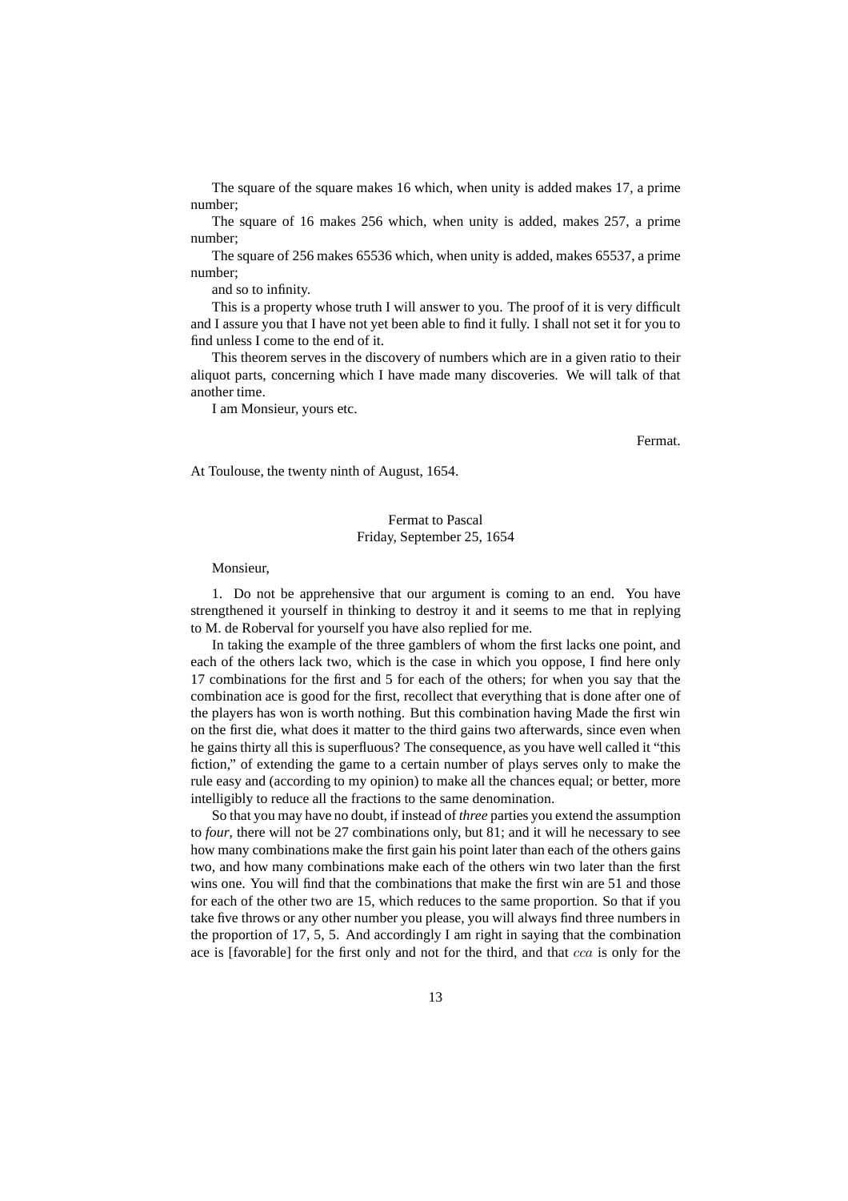The square of the square makes 16 which, when unity is added makes 17, a prime number;

The square of 16 makes 256 which, when unity is added, makes 257, a prime number;

The square of 256 makes 65536 which, when unity is added, makes 65537, a prime number;

and so to infinity.

This is a property whose truth I will answer to you. The proof of it is very difficult and I assure you that I have not yet been able to find it fully. I shall not set it for you to find unless I come to the end of it.

This theorem serves in the discovery of numbers which are in a given ratio to their aliquot parts, concerning which I have made many discoveries. We will talk of that another time.

I am Monsieur, yours etc.

Fermat.

At Toulouse, the twenty ninth of August, 1654.

Fermat to Pascal
Friday, September 25, 1654

Monsieur,

1. Do not be apprehensive that our argument is coming to an end. You have strengthened it yourself in thinking to destroy it and it seems to me that in replying to M. de Roberval for yourself you have also replied for me.

In taking the example of the three gamblers of whom the first lacks one point, and each of the others lack two, which is the case in which you oppose, I find here only 17 combinations for the first and 5 for each of the others; for when you say that the combination ace is good for the first, recollect that everything that is done after one of the players has won is worth nothing. But this combination having Made the first win on the first die, what does it matter to the third gains two afterwards, since even when he gains thirty all this is superfluous? The consequence, as you have well called it "this fiction," of extending the game to a certain number of plays serves only to make the rule easy and (according to my opinion) to make all the chances equal; or better, more intelligibly to reduce all the fractions to the same denomination.

So that you may have no doubt, if instead of *three* parties you extend the assumption to *four*, there will not be 27 combinations only, but 81; and it will he necessary to see how many combinations make the first gain his point later than each of the others gains two, and how many combinations make each of the others win two later than the first wins one. You will find that the combinations that make the first win are 51 and those for each of the other two are 15, which reduces to the same proportion. So that if you take five throws or any other number you please, you will always find three numbers in the proportion of 17, 5, 5. And accordingly I am right in saying that the combination ace is [favorable] for the first only and not for the third, and that $cca$ is only for the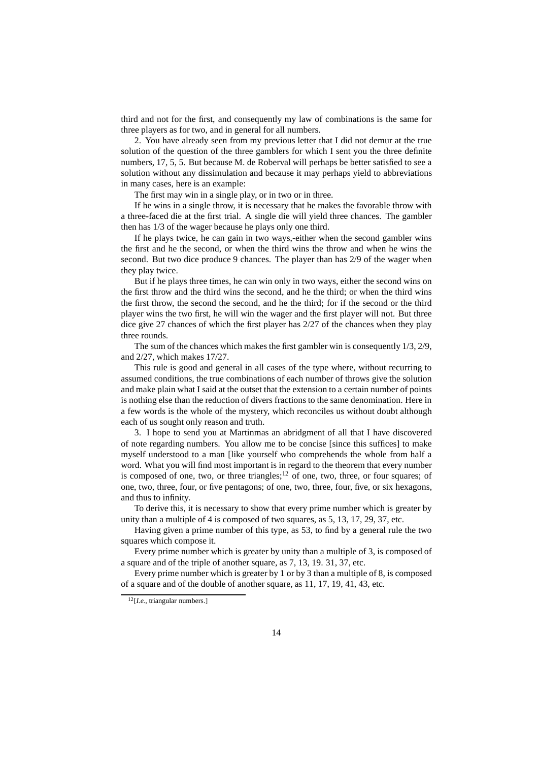third and not for the first, and consequently my law of combinations is the same for three players as for two, and in general for all numbers.

2. You have already seen from my previous letter that I did not demur at the true solution of the question of the three gamblers for which I sent you the three definite numbers, 17, 5, 5. But because M. de Roberval will perhaps be better satisfied to see a solution without any dissimulation and because it may perhaps yield to abbreviations in many cases, here is an example:

The first may win in a single play, or in two or in three.

If he wins in a single throw, it is necessary that he makes the favorable throw with a three-faced die at the first trial. A single die will yield three chances. The gambler then has 1/3 of the wager because he plays only one third.

If he plays twice, he can gain in two ways,-either when the second gambler wins the first and he the second, or when the third wins the throw and when he wins the second. But two dice produce 9 chances. The player than has 2/9 of the wager when they play twice.

But if he plays three times, he can win only in two ways, either the second wins on the first throw and the third wins the second, and he the third; or when the third wins the first throw, the second the second, and he the third; for if the second or the third player wins the two first, he will win the wager and the first player will not. But three dice give 27 chances of which the first player has 2/27 of the chances when they play three rounds.

The sum of the chances which makes the first gambler win is consequently 1/3, 2/9, and 2/27, which makes 17/27.

This rule is good and general in all cases of the type where, without recurring to assumed conditions, the true combinations of each number of throws give the solution and make plain what I said at the outset that the extension to a certain number of points is nothing else than the reduction of divers fractions to the same denomination. Here in a few words is the whole of the mystery, which reconciles us without doubt although each of us sought only reason and truth.

3. I hope to send you at Martinmas an abridgment of all that I have discovered of note regarding numbers. You allow me to be concise [since this suffices] to make myself understood to a man [like yourself who comprehends the whole from half a word. What you will find most important is in regard to the theorem that every number is composed of one, two, or three triangles;[12] of one, two, three, or four squares; of one, two, three, four, or five pentagons; of one, two, three, four, five, or six hexagons, and thus to infinity.

To derive this, it is necessary to show that every prime number which is greater by unity than a multiple of 4 is composed of two squares, as 5, 13, 17, 29, 37, etc.

Having given a prime number of this type, as 53, to find by a general rule the two squares which compose it.

Every prime number which is greater by unity than a multiple of 3, is composed of a square and of the triple of another square, as 7, 13, 19. 31, 37, etc.

Every prime number which is greater by 1 or by 3 than a multiple of 8, is composed of a square and of the double of another square, as 11, 17, 19, 41, 43, etc.

[12] [*I.e.*, triangular numbers.]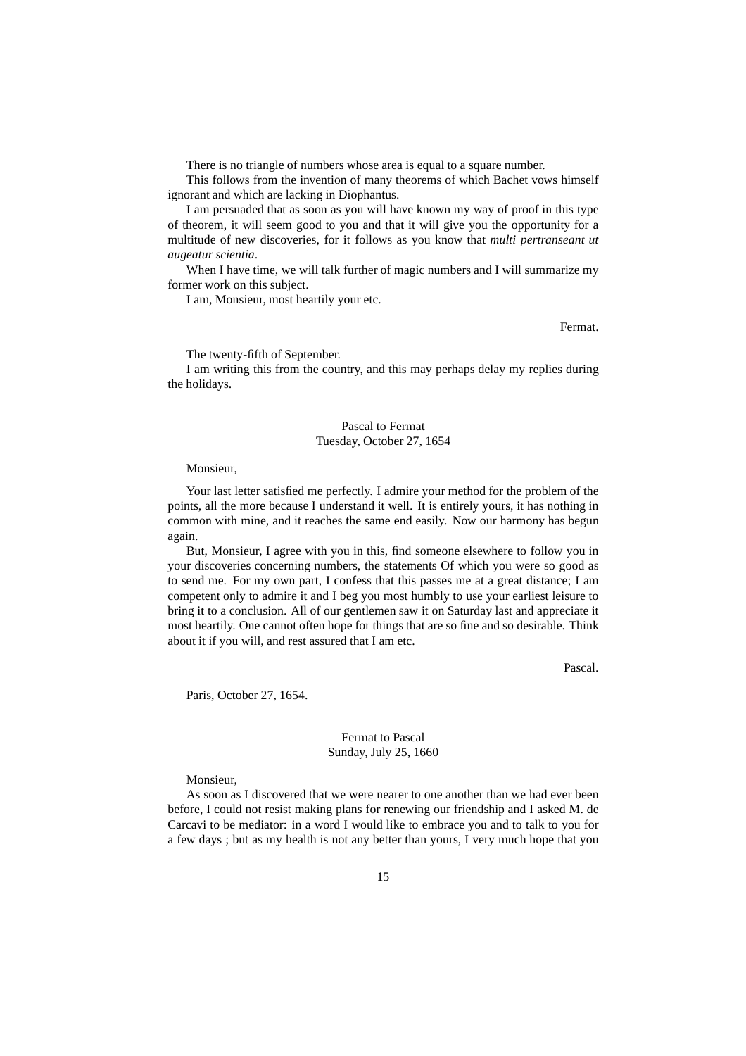There is no triangle of numbers whose area is equal to a square number.

This follows from the invention of many theorems of which Bachet vows himself ignorant and which are lacking in Diophantus.

I am persuaded that as soon as you will have known my way of proof in this type of theorem, it will seem good to you and that it will give you the opportunity for a multitude of new discoveries, for it follows as you know that *multi pertranseant ut augeatur scientia*.

When I have time, we will talk further of magic numbers and I will summarize my former work on this subject.

I am, Monsieur, most heartily your etc.

Fermat.

The twenty-fifth of September.

I am writing this from the country, and this may perhaps delay my replies during the holidays.

Pascal to Fermat
Tuesday, October 27, 1654

Monsieur,

Your last letter satisfied me perfectly. I admire your method for the problem of the points, all the more because I understand it well. It is entirely yours, it has nothing in common with mine, and it reaches the same end easily. Now our harmony has begun again.

But, Monsieur, I agree with you in this, find someone elsewhere to follow you in your discoveries concerning numbers, the statements Of which you were so good as to send me. For my own part, I confess that this passes me at a great distance; I am competent only to admire it and I beg you most humbly to use your earliest leisure to bring it to a conclusion. All of our gentlemen saw it on Saturday last and appreciate it most heartily. One cannot often hope for things that are so fine and so desirable. Think about it if you will, and rest assured that I am etc.

Pascal.

Paris, October 27, 1654.

Fermat to Pascal
Sunday, July 25, 1660

Monsieur,

As soon as I discovered that we were nearer to one another than we had ever been before, I could not resist making plans for renewing our friendship and I asked M. de Carcavi to be mediator: in a word I would like to embrace you and to talk to you for a few days ; but as my health is not any better than yours, I very much hope that you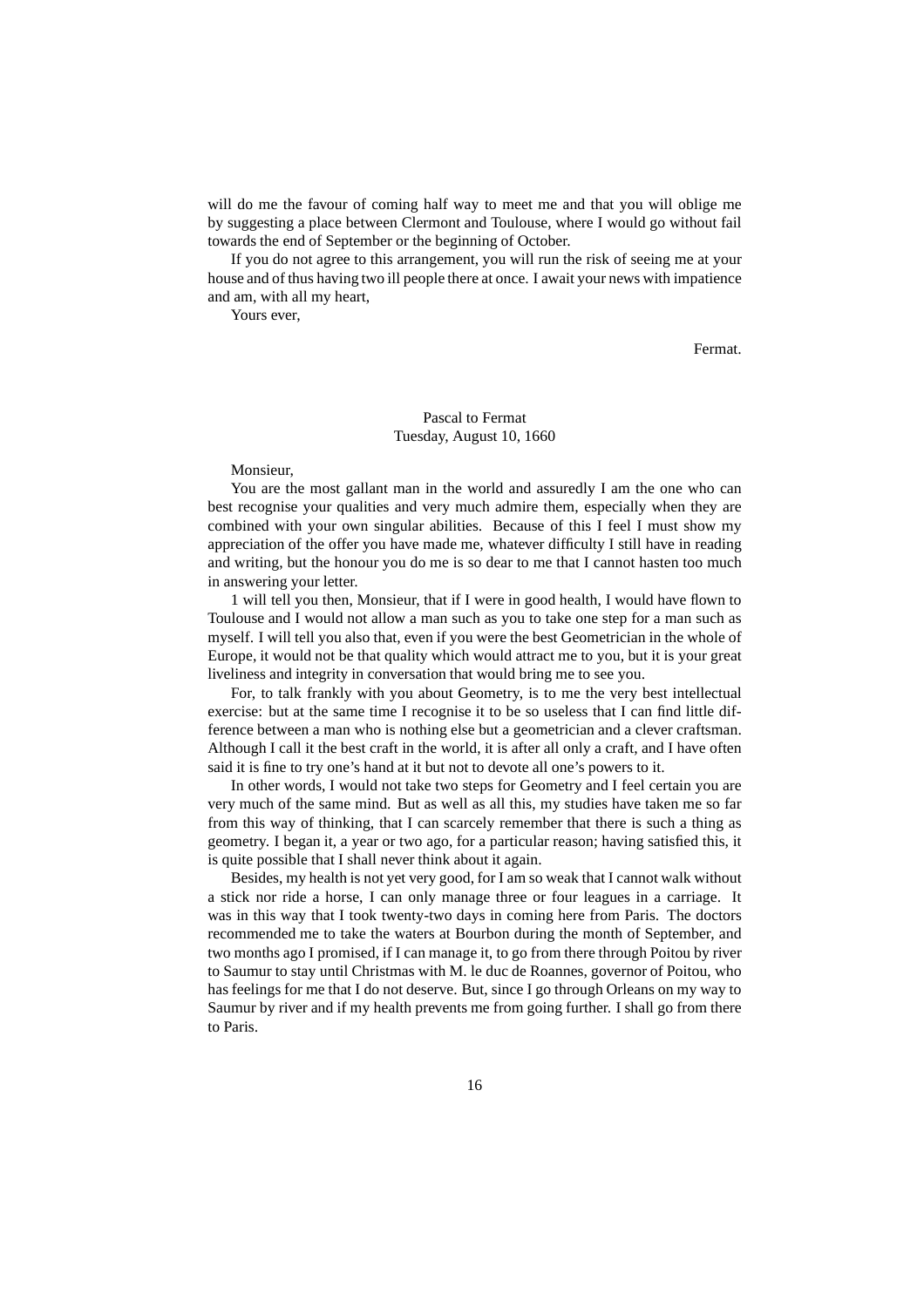will do me the favour of coming half way to meet me and that you will oblige me by suggesting a place between Clermont and Toulouse, where I would go without fail towards the end of September or the beginning of October.

If you do not agree to this arrangement, you will run the risk of seeing me at your house and of thus having two ill people there at once. I await your news with impatience and am, with all my heart,

Yours ever,

Fermat.

### Pascal to Fermat
Tuesday, August 10, 1660

Monsieur,

You are the most gallant man in the world and assuredly I am the one who can best recognise your qualities and very much admire them, especially when they are combined with your own singular abilities. Because of this I feel I must show my appreciation of the offer you have made me, whatever difficulty I still have in reading and writing, but the honour you do me is so dear to me that I cannot hasten too much in answering your letter.

1 will tell you then, Monsieur, that if I were in good health, I would have flown to Toulouse and I would not allow a man such as you to take one step for a man such as myself. I will tell you also that, even if you were the best Geometrician in the whole of Europe, it would not be that quality which would attract me to you, but it is your great liveliness and integrity in conversation that would bring me to see you.

For, to talk frankly with you about Geometry, is to me the very best intellectual exercise: but at the same time I recognise it to be so useless that I can find little difference between a man who is nothing else but a geometrician and a clever craftsman. Although I call it the best craft in the world, it is after all only a craft, and I have often said it is fine to try one's hand at it but not to devote all one's powers to it.

In other words, I would not take two steps for Geometry and I feel certain you are very much of the same mind. But as well as all this, my studies have taken me so far from this way of thinking, that I can scarcely remember that there is such a thing as geometry. I began it, a year or two ago, for a particular reason; having satisfied this, it is quite possible that I shall never think about it again.

Besides, my health is not yet very good, for I am so weak that I cannot walk without a stick nor ride a horse, I can only manage three or four leagues in a carriage. It was in this way that I took twenty-two days in coming here from Paris. The doctors recommended me to take the waters at Bourbon during the month of September, and two months ago I promised, if I can manage it, to go from there through Poitou by river to Saumur to stay until Christmas with M. le duc de Roannes, governor of Poitou, who has feelings for me that I do not deserve. But, since I go through Orleans on my way to Saumur by river and if my health prevents me from going further. I shall go from there to Paris.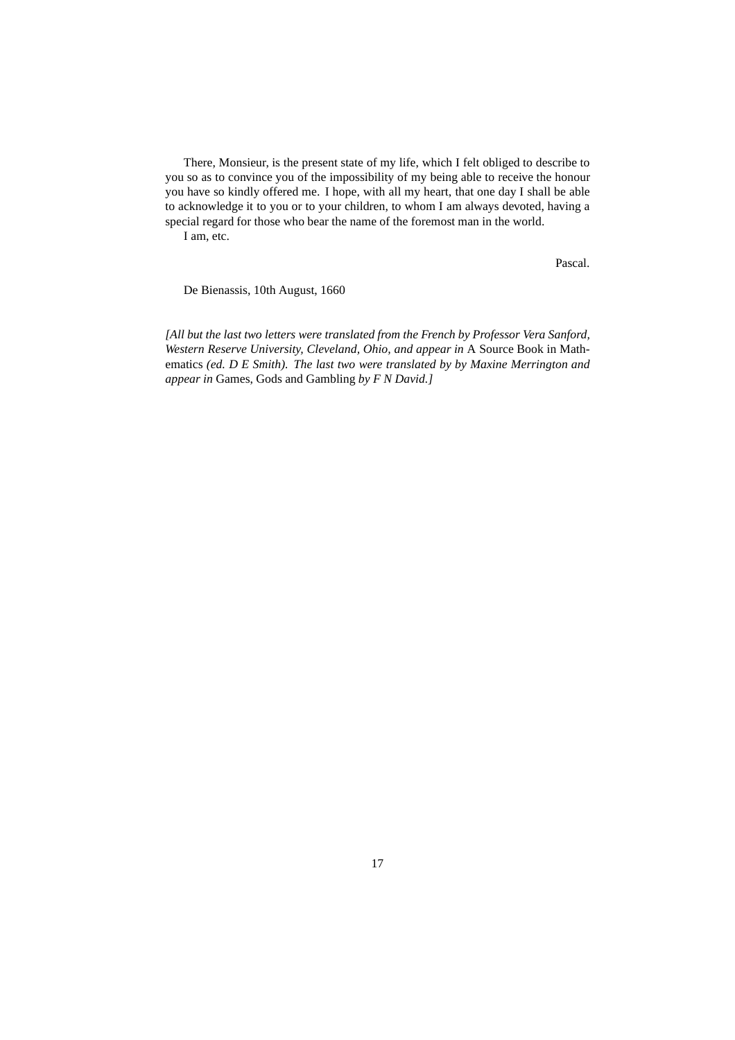There, Monsieur, is the present state of my life, which I felt obliged to describe to you so as to convince you of the impossibility of my being able to receive the honour you have so kindly offered me. I hope, with all my heart, that one day I shall be able to acknowledge it to you or to your children, to whom I am always devoted, having a special regard for those who bear the name of the foremost man in the world.

I am, etc.

Pascal.

De Bienassis, 10th August, 1660

*[All but the last two letters were translated from the French by Professor Vera Sanford, Western Reserve University, Cleveland, Ohio, and appear in* A Source Book in Mathematics *(ed. D E Smith). The last two were translated by by Maxine Merrington and appear in* Games, Gods and Gambling *by F N David.]*